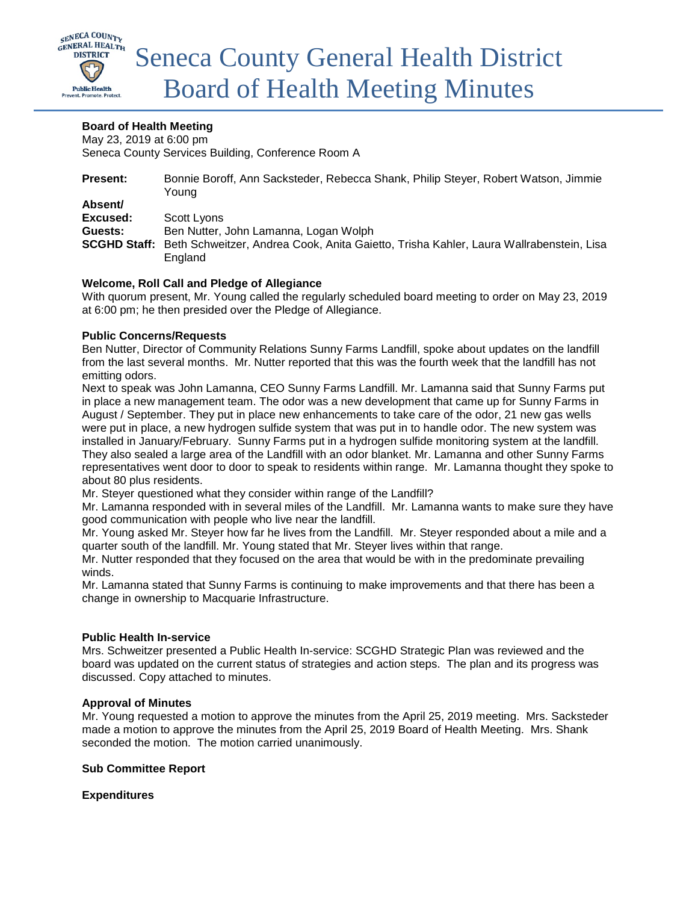# Seneca County General Health District Board of Health Meeting Minutes

**Board of Health Meeting**
May 23, 2019 at 6:00 pm
Seneca County Services Building, Conference Room A

**Present:** Bonnie Boroff, Ann Sacksteder, Rebecca Shank, Philip Steyer, Robert Watson, Jimmie Young
**Absent/ Excused:** Scott Lyons
**Guests:** Ben Nutter, John Lamanna, Logan Wolph
**SCGHD Staff:** Beth Schweitzer, Andrea Cook, Anita Gaietto, Trisha Kahler, Laura Wallrabenstein, Lisa England

**Welcome, Roll Call and Pledge of Allegiance**
With quorum present, Mr. Young called the regularly scheduled board meeting to order on May 23, 2019 at 6:00 pm; he then presided over the Pledge of Allegiance.

**Public Concerns/Requests**
Ben Nutter, Director of Community Relations Sunny Farms Landfill, spoke about updates on the landfill from the last several months. Mr. Nutter reported that this was the fourth week that the landfill has not emitting odors.
Next to speak was John Lamanna, CEO Sunny Farms Landfill. Mr. Lamanna said that Sunny Farms put in place a new management team. The odor was a new development that came up for Sunny Farms in August / September. They put in place new enhancements to take care of the odor, 21 new gas wells were put in place, a new hydrogen sulfide system that was put in to handle odor. The new system was installed in January/February. Sunny Farms put in a hydrogen sulfide monitoring system at the landfill. They also sealed a large area of the Landfill with an odor blanket. Mr. Lamanna and other Sunny Farms representatives went door to door to speak to residents within range. Mr. Lamanna thought they spoke to about 80 plus residents.
Mr. Steyer questioned what they consider within range of the Landfill?
Mr. Lamanna responded with in several miles of the Landfill. Mr. Lamanna wants to make sure they have good communication with people who live near the landfill.
Mr. Young asked Mr. Steyer how far he lives from the Landfill. Mr. Steyer responded about a mile and a quarter south of the landfill. Mr. Young stated that Mr. Steyer lives within that range.
Mr. Nutter responded that they focused on the area that would be with in the predominate prevailing winds.
Mr. Lamanna stated that Sunny Farms is continuing to make improvements and that there has been a change in ownership to Macquarie Infrastructure.

**Public Health In-service**
Mrs. Schweitzer presented a Public Health In-service: SCGHD Strategic Plan was reviewed and the board was updated on the current status of strategies and action steps. The plan and its progress was discussed. Copy attached to minutes.

**Approval of Minutes**
Mr. Young requested a motion to approve the minutes from the April 25, 2019 meeting. Mrs. Sacksteder made a motion to approve the minutes from the April 25, 2019 Board of Health Meeting. Mrs. Shank seconded the motion. The motion carried unanimously.

**Sub Committee Report**

**Expenditures**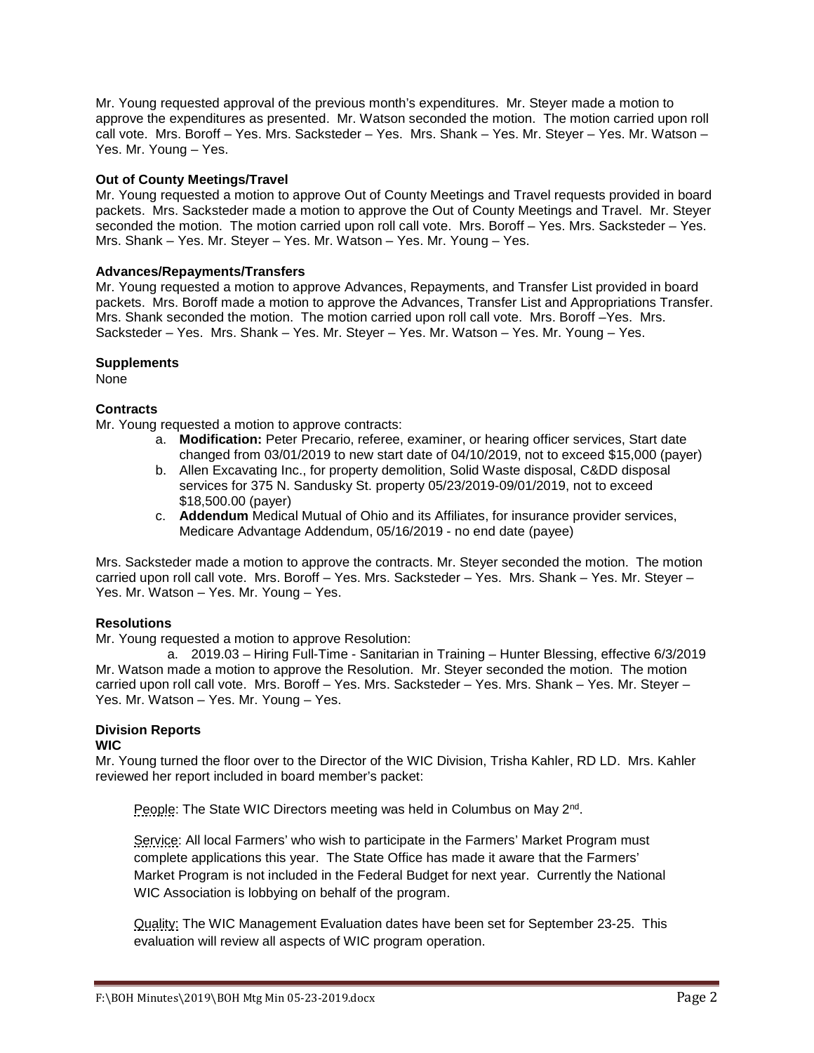Mr. Young requested approval of the previous month's expenditures. Mr. Steyer made a motion to approve the expenditures as presented. Mr. Watson seconded the motion. The motion carried upon roll call vote. Mrs. Boroff – Yes. Mrs. Sacksteder – Yes. Mrs. Shank – Yes. Mr. Steyer – Yes. Mr. Watson – Yes. Mr. Young – Yes.

**Out of County Meetings/Travel**

Mr. Young requested a motion to approve Out of County Meetings and Travel requests provided in board packets. Mrs. Sacksteder made a motion to approve the Out of County Meetings and Travel. Mr. Steyer seconded the motion. The motion carried upon roll call vote. Mrs. Boroff – Yes. Mrs. Sacksteder – Yes. Mrs. Shank – Yes. Mr. Steyer – Yes. Mr. Watson – Yes. Mr. Young – Yes.

**Advances/Repayments/Transfers**

Mr. Young requested a motion to approve Advances, Repayments, and Transfer List provided in board packets. Mrs. Boroff made a motion to approve the Advances, Transfer List and Appropriations Transfer. Mrs. Shank seconded the motion. The motion carried upon roll call vote. Mrs. Boroff –Yes. Mrs. Sacksteder – Yes. Mrs. Shank – Yes. Mr. Steyer – Yes. Mr. Watson – Yes. Mr. Young – Yes.

**Supplements**

None

**Contracts**

Mr. Young requested a motion to approve contracts:

a. **Modification:** Peter Precario, referee, examiner, or hearing officer services, Start date changed from 03/01/2019 to new start date of 04/10/2019, not to exceed $15,000 (payer)
b. Allen Excavating Inc., for property demolition, Solid Waste disposal, C&DD disposal services for 375 N. Sandusky St. property 05/23/2019-09/01/2019, not to exceed $18,500.00 (payer)
c. **Addendum** Medical Mutual of Ohio and its Affiliates, for insurance provider services, Medicare Advantage Addendum, 05/16/2019 - no end date (payee)

Mrs. Sacksteder made a motion to approve the contracts. Mr. Steyer seconded the motion. The motion carried upon roll call vote. Mrs. Boroff – Yes. Mrs. Sacksteder – Yes. Mrs. Shank – Yes. Mr. Steyer – Yes. Mr. Watson – Yes. Mr. Young – Yes.

**Resolutions**

Mr. Young requested a motion to approve Resolution:

a. 2019.03 – Hiring Full-Time - Sanitarian in Training – Hunter Blessing, effective 6/3/2019

Mr. Watson made a motion to approve the Resolution. Mr. Steyer seconded the motion. The motion carried upon roll call vote. Mrs. Boroff – Yes. Mrs. Sacksteder – Yes. Mrs. Shank – Yes. Mr. Steyer – Yes. Mr. Watson – Yes. Mr. Young – Yes.

**Division Reports**

**WIC**

Mr. Young turned the floor over to the Director of the WIC Division, Trisha Kahler, RD LD. Mrs. Kahler reviewed her report included in board member's packet:

People: The State WIC Directors meeting was held in Columbus on May 2nd.

Service: All local Farmers' who wish to participate in the Farmers' Market Program must complete applications this year. The State Office has made it aware that the Farmers' Market Program is not included in the Federal Budget for next year. Currently the National WIC Association is lobbying on behalf of the program.

Quality: The WIC Management Evaluation dates have been set for September 23-25. This evaluation will review all aspects of WIC program operation.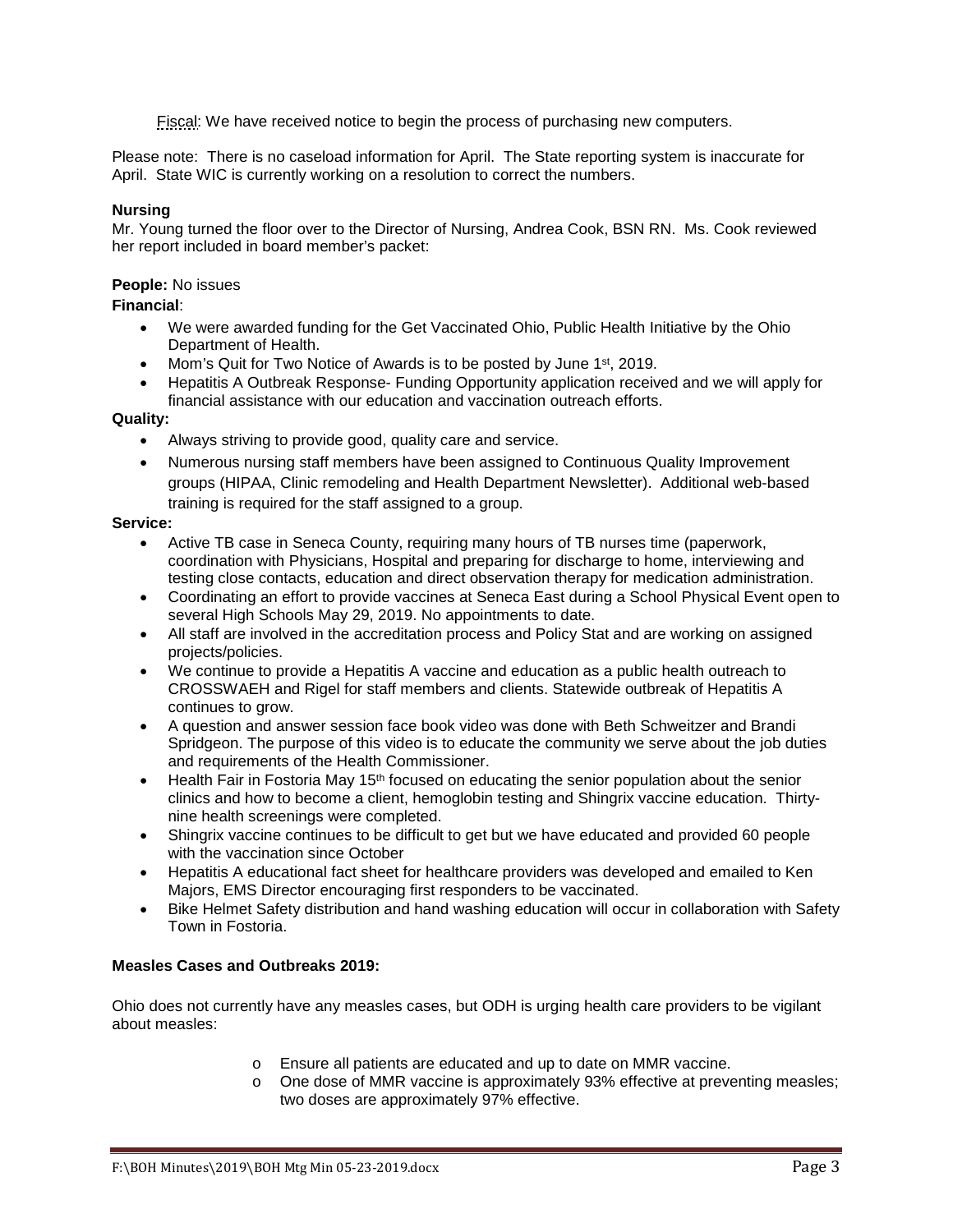Fiscal: We have received notice to begin the process of purchasing new computers.

Please note: There is no caseload information for April. The State reporting system is inaccurate for April. State WIC is currently working on a resolution to correct the numbers.

**Nursing**

Mr. Young turned the floor over to the Director of Nursing, Andrea Cook, BSN RN. Ms. Cook reviewed her report included in board member's packet:

**People:** No issues

**Financial**:

- We were awarded funding for the Get Vaccinated Ohio, Public Health Initiative by the Ohio Department of Health.
- Mom's Quit for Two Notice of Awards is to be posted by June 1st, 2019.
- Hepatitis A Outbreak Response- Funding Opportunity application received and we will apply for financial assistance with our education and vaccination outreach efforts.

**Quality:**

- Always striving to provide good, quality care and service.
- Numerous nursing staff members have been assigned to Continuous Quality Improvement groups (HIPAA, Clinic remodeling and Health Department Newsletter). Additional web-based training is required for the staff assigned to a group.

**Service:**

- Active TB case in Seneca County, requiring many hours of TB nurses time (paperwork, coordination with Physicians, Hospital and preparing for discharge to home, interviewing and testing close contacts, education and direct observation therapy for medication administration.
- Coordinating an effort to provide vaccines at Seneca East during a School Physical Event open to several High Schools May 29, 2019. No appointments to date.
- All staff are involved in the accreditation process and Policy Stat and are working on assigned projects/policies.
- We continue to provide a Hepatitis A vaccine and education as a public health outreach to CROSSWAEH and Rigel for staff members and clients. Statewide outbreak of Hepatitis A continues to grow.
- A question and answer session face book video was done with Beth Schweitzer and Brandi Spridgeon. The purpose of this video is to educate the community we serve about the job duties and requirements of the Health Commissioner.
- Health Fair in Fostoria May 15th focused on educating the senior population about the senior clinics and how to become a client, hemoglobin testing and Shingrix vaccine education. Thirty-nine health screenings were completed.
- Shingrix vaccine continues to be difficult to get but we have educated and provided 60 people with the vaccination since October
- Hepatitis A educational fact sheet for healthcare providers was developed and emailed to Ken Majors, EMS Director encouraging first responders to be vaccinated.
- Bike Helmet Safety distribution and hand washing education will occur in collaboration with Safety Town in Fostoria.

**Measles Cases and Outbreaks 2019:**

Ohio does not currently have any measles cases, but ODH is urging health care providers to be vigilant about measles:

- Ensure all patients are educated and up to date on MMR vaccine.
- One dose of MMR vaccine is approximately 93% effective at preventing measles; two doses are approximately 97% effective.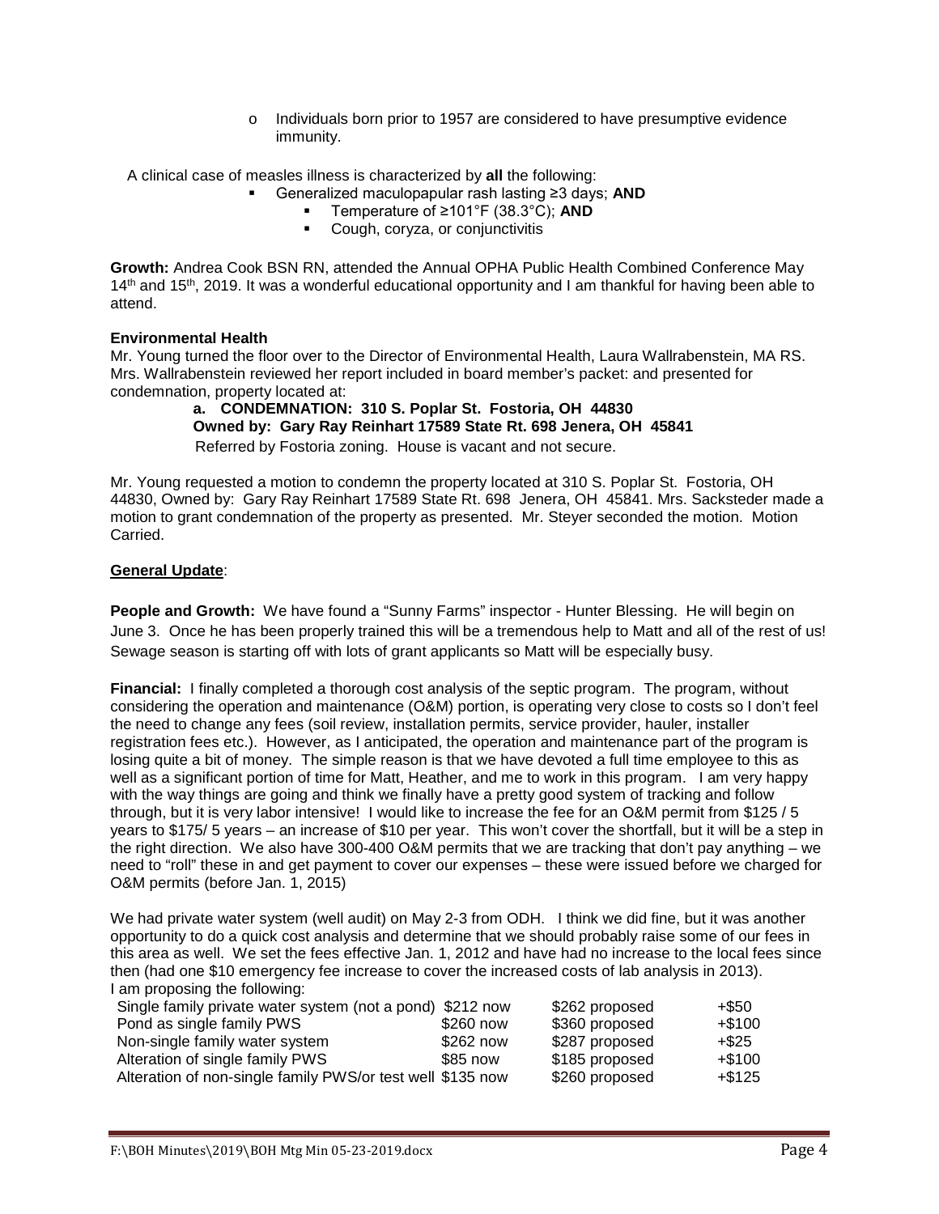- Individuals born prior to 1957 are considered to have presumptive evidence immunity.

A clinical case of measles illness is characterized by **all** the following:

- Generalized maculopapular rash lasting ≥3 days; **AND**
  - Temperature of ≥101°F (38.3°C); **AND**
  - Cough, coryza, or conjunctivitis

**Growth:** Andrea Cook BSN RN, attended the Annual OPHA Public Health Combined Conference May 14th and 15th, 2019. It was a wonderful educational opportunity and I am thankful for having been able to attend.

**Environmental Health**

Mr. Young turned the floor over to the Director of Environmental Health, Laura Wallrabenstein, MA RS. Mrs. Wallrabenstein reviewed her report included in board member's packet: and presented for condemnation, property located at:

**a. CONDEMNATION: 310 S. Poplar St. Fostoria, OH 44830**
**Owned by: Gary Ray Reinhart 17589 State Rt. 698 Jenera, OH 45841**
Referred by Fostoria zoning. House is vacant and not secure.

Mr. Young requested a motion to condemn the property located at 310 S. Poplar St. Fostoria, OH 44830, Owned by: Gary Ray Reinhart 17589 State Rt. 698 Jenera, OH 45841. Mrs. Sacksteder made a motion to grant condemnation of the property as presented. Mr. Steyer seconded the motion. Motion Carried.

**General Update**:

**People and Growth:** We have found a "Sunny Farms" inspector - Hunter Blessing. He will begin on June 3. Once he has been properly trained this will be a tremendous help to Matt and all of the rest of us! Sewage season is starting off with lots of grant applicants so Matt will be especially busy.

**Financial:** I finally completed a thorough cost analysis of the septic program. The program, without considering the operation and maintenance (O&M) portion, is operating very close to costs so I don't feel the need to change any fees (soil review, installation permits, service provider, hauler, installer registration fees etc.). However, as I anticipated, the operation and maintenance part of the program is losing quite a bit of money. The simple reason is that we have devoted a full time employee to this as well as a significant portion of time for Matt, Heather, and me to work in this program. I am very happy with the way things are going and think we finally have a pretty good system of tracking and follow through, but it is very labor intensive! I would like to increase the fee for an O&M permit from $125 / 5 years to $175/ 5 years – an increase of $10 per year. This won't cover the shortfall, but it will be a step in the right direction. We also have 300-400 O&M permits that we are tracking that don't pay anything – we need to "roll" these in and get payment to cover our expenses – these were issued before we charged for O&M permits (before Jan. 1, 2015)

We had private water system (well audit) on May 2-3 from ODH. I think we did fine, but it was another opportunity to do a quick cost analysis and determine that we should probably raise some of our fees in this area as well. We set the fees effective Jan. 1, 2012 and have had no increase to the local fees since then (had one $10 emergency fee increase to cover the increased costs of lab analysis in 2013). I am proposing the following:

| | | | |
|---|---|---|---|
| Single family private water system (not a pond) | $212 now | $262 proposed | +$50 |
| Pond as single family PWS | $260 now | $360 proposed | +$100 |
| Non-single family water system | $262 now | $287 proposed | +$25 |
| Alteration of single family PWS | $85 now | $185 proposed | +$100 |
| Alteration of non-single family PWS/or test well | $135 now | $260 proposed | +$125 |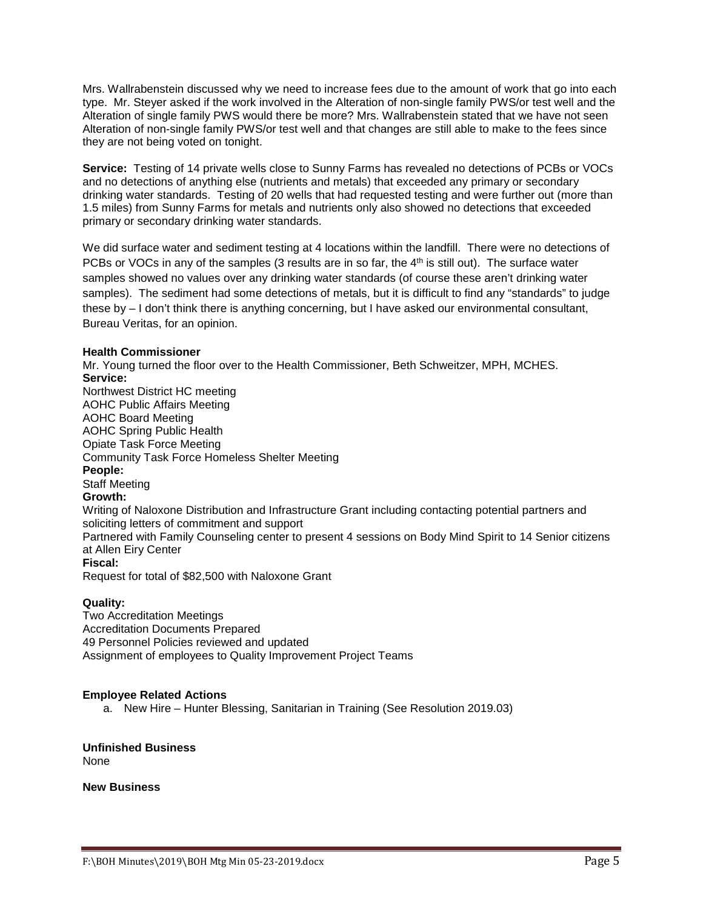Mrs. Wallrabenstein discussed why we need to increase fees due to the amount of work that go into each type. Mr. Steyer asked if the work involved in the Alteration of non-single family PWS/or test well and the Alteration of single family PWS would there be more? Mrs. Wallrabenstein stated that we have not seen Alteration of non-single family PWS/or test well and that changes are still able to make to the fees since they are not being voted on tonight.

**Service:** Testing of 14 private wells close to Sunny Farms has revealed no detections of PCBs or VOCs and no detections of anything else (nutrients and metals) that exceeded any primary or secondary drinking water standards. Testing of 20 wells that had requested testing and were further out (more than 1.5 miles) from Sunny Farms for metals and nutrients only also showed no detections that exceeded primary or secondary drinking water standards.

We did surface water and sediment testing at 4 locations within the landfill. There were no detections of PCBs or VOCs in any of the samples (3 results are in so far, the 4th is still out). The surface water samples showed no values over any drinking water standards (of course these aren't drinking water samples). The sediment had some detections of metals, but it is difficult to find any "standards" to judge these by – I don't think there is anything concerning, but I have asked our environmental consultant, Bureau Veritas, for an opinion.

**Health Commissioner**

Mr. Young turned the floor over to the Health Commissioner, Beth Schweitzer, MPH, MCHES.

**Service:**

Northwest District HC meeting
AOHC Public Affairs Meeting
AOHC Board Meeting
AOHC Spring Public Health
Opiate Task Force Meeting
Community Task Force Homeless Shelter Meeting

**People:**

Staff Meeting

**Growth:**

Writing of Naloxone Distribution and Infrastructure Grant including contacting potential partners and soliciting letters of commitment and support
Partnered with Family Counseling center to present 4 sessions on Body Mind Spirit to 14 Senior citizens at Allen Eiry Center

**Fiscal:**

Request for total of $82,500 with Naloxone Grant

**Quality:**

Two Accreditation Meetings
Accreditation Documents Prepared
49 Personnel Policies reviewed and updated
Assignment of employees to Quality Improvement Project Teams

**Employee Related Actions**

a. New Hire – Hunter Blessing, Sanitarian in Training (See Resolution 2019.03)

**Unfinished Business**

None

**New Business**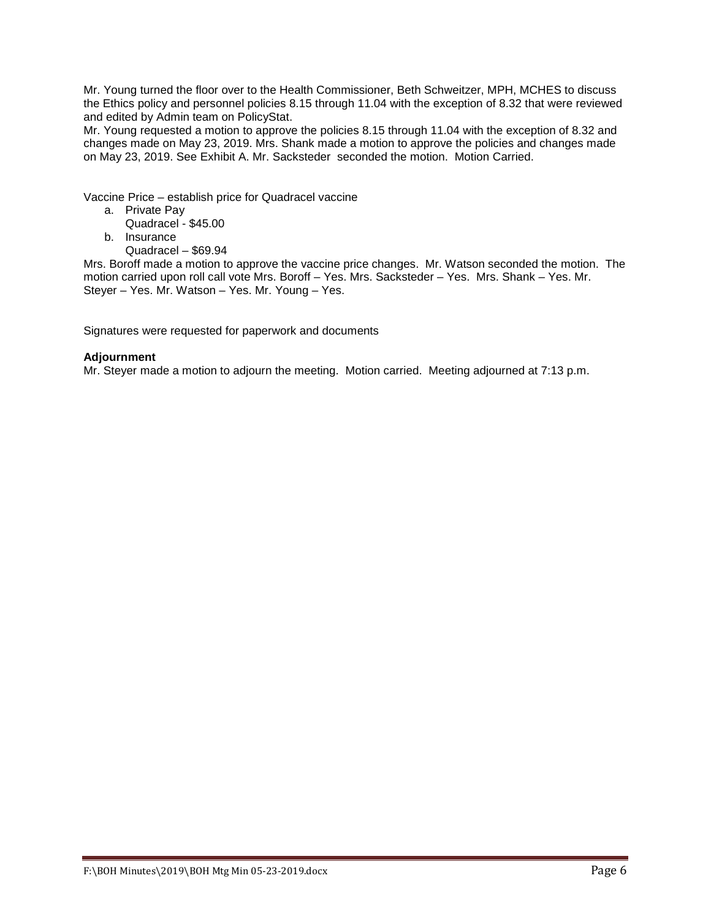Mr. Young turned the floor over to the Health Commissioner, Beth Schweitzer, MPH, MCHES to discuss the Ethics policy and personnel policies 8.15 through 11.04 with the exception of 8.32 that were reviewed and edited by Admin team on PolicyStat.
Mr. Young requested a motion to approve the policies 8.15 through 11.04 with the exception of 8.32 and changes made on May 23, 2019. Mrs. Shank made a motion to approve the policies and changes made on May 23, 2019. See Exhibit A. Mr. Sacksteder seconded the motion. Motion Carried.

Vaccine Price – establish price for Quadracel vaccine

a. Private Pay
   Quadracel - $45.00
b. Insurance
   Quadracel – $69.94

Mrs. Boroff made a motion to approve the vaccine price changes. Mr. Watson seconded the motion. The motion carried upon roll call vote Mrs. Boroff – Yes. Mrs. Sacksteder – Yes. Mrs. Shank – Yes. Mr. Steyer – Yes. Mr. Watson – Yes. Mr. Young – Yes.

Signatures were requested for paperwork and documents

**Adjournment**
Mr. Steyer made a motion to adjourn the meeting. Motion carried. Meeting adjourned at 7:13 p.m.